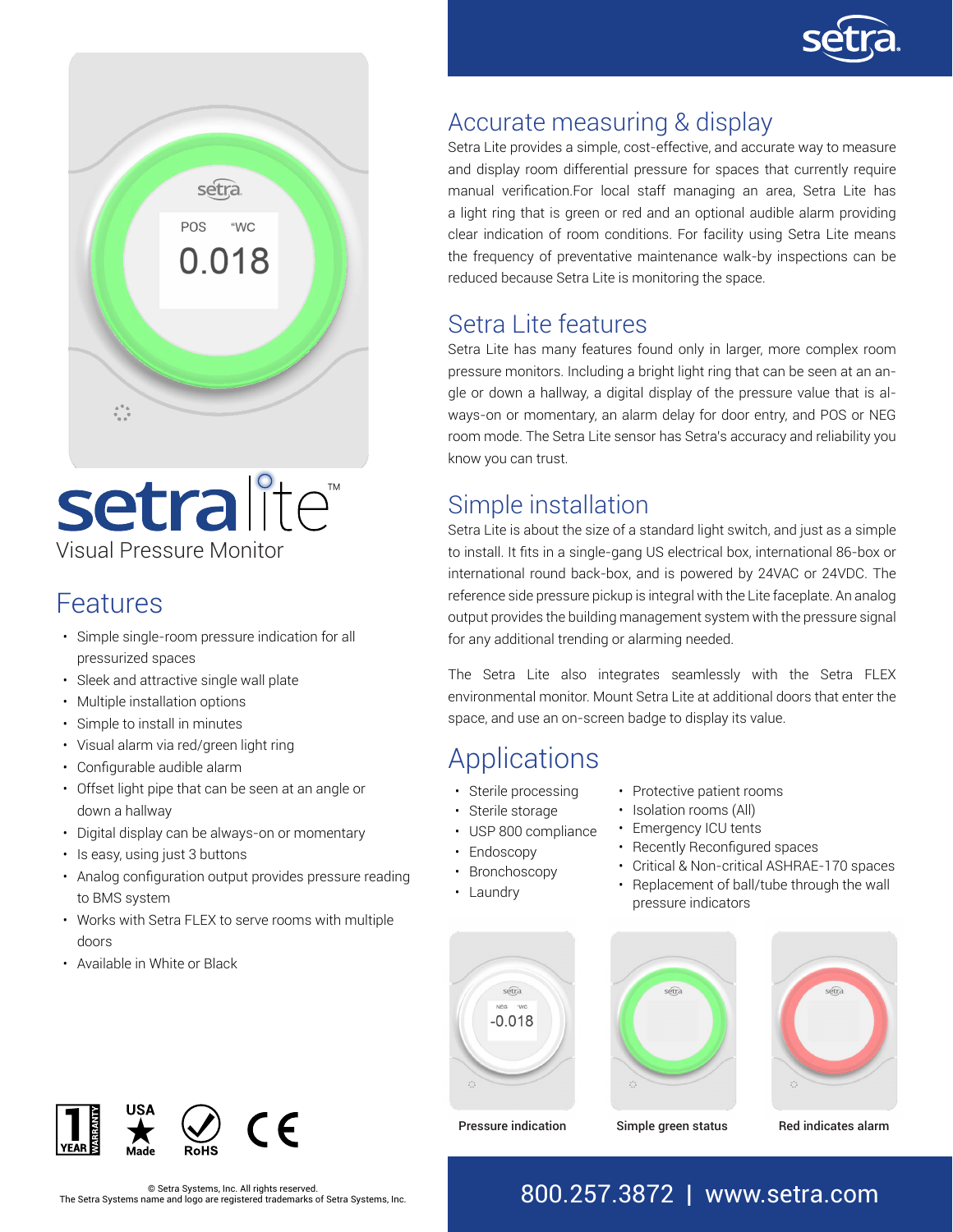# setra lite™

Visual Pressure Monitor

## Features

- Simple single-room pressure indication for all pressurized spaces
- Sleek and attractive single wall plate
- Multiple installation options
- Simple to install in minutes
- Visual alarm via red/green light ring
- Configurable audible alarm
- Offset light pipe that can be seen at an angle or down a hallway
- Digital display can be always-on or momentary
- Is easy, using just 3 buttons
- Analog configuration output provides pressure reading to BMS system
- Works with Setra FLEX to serve rooms with multiple doors
- Available in White or Black

## Accurate measuring & display

Setra Lite provides a simple, cost-effective, and accurate way to measure and display room differential pressure for spaces that currently require manual verification.For local staff managing an area, Setra Lite has a light ring that is green or red and an optional audible alarm providing clear indication of room conditions. For facility using Setra Lite means the frequency of preventative maintenance walk-by inspections can be reduced because Setra Lite is monitoring the space.

## Setra Lite features

Setra Lite has many features found only in larger, more complex room pressure monitors. Including a bright light ring that can be seen at an angle or down a hallway, a digital display of the pressure value that is always-on or momentary, an alarm delay for door entry, and POS or NEG room mode. The Setra Lite sensor has Setra's accuracy and reliability you know you can trust.

## Simple installation

Setra Lite is about the size of a standard light switch, and just as a simple to install. It fits in a single-gang US electrical box, international 86-box or international round back-box, and is powered by 24VAC or 24VDC. The reference side pressure pickup is integral with the Lite faceplate. An analog output provides the building management system with the pressure signal for any additional trending or alarming needed.

The Setra Lite also integrates seamlessly with the Setra FLEX environmental monitor. Mount Setra Lite at additional doors that enter the space, and use an on-screen badge to display its value.

## Applications

- Sterile processing
- Sterile storage
- USP 800 compliance
- Endoscopy
- Bronchoscopy
- Laundry
- Protective patient rooms
- Isolation rooms (All)
- Emergency ICU tents
- Recently Reconfigured spaces
- Critical & Non-critical ASHRAE-170 spaces
- Replacement of ball/tube through the wall pressure indicators

Pressure indication

Simple green status

Red indicates alarm

1 YEAR WARRANTY · USA Made · RoHS · CE

© Setra Systems, Inc. All rights reserved.
The Setra Systems name and logo are registered trademarks of Setra Systems, Inc.

800.257.3872 | www.setra.com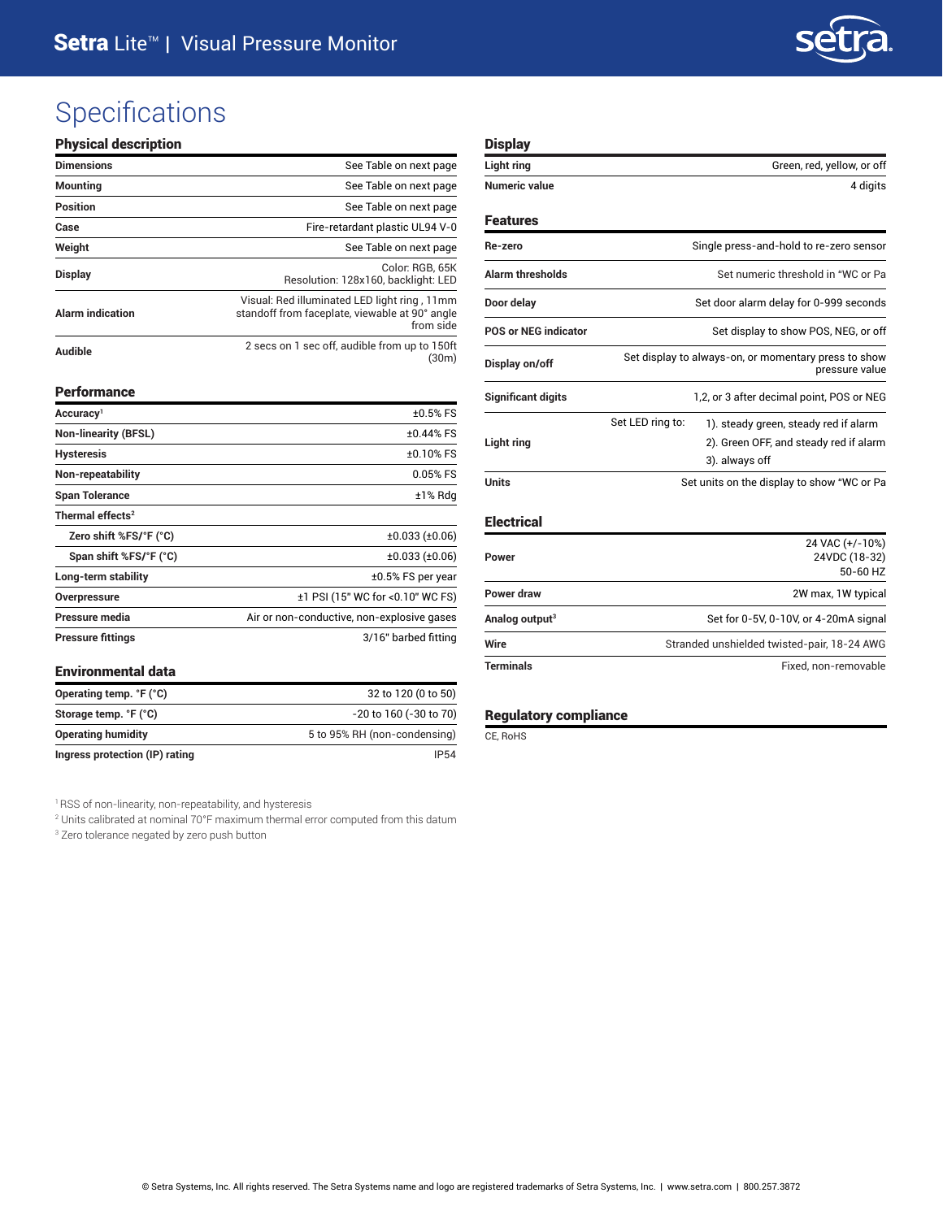# Specifications

## Physical description

| | |
|---|---|
| **Dimensions** | See Table on next page |
| **Mounting** | See Table on next page |
| **Position** | See Table on next page |
| **Case** | Fire-retardant plastic UL94 V-0 |
| **Weight** | See Table on next page |
| **Display** | Color: RGB, 65K<br>Resolution: 128x160, backlight: LED |
| **Alarm indication** | Visual: Red illuminated LED light ring , 11mm standoff from faceplate, viewable at 90° angle from side |
| **Audible** | 2 secs on 1 sec off, audible from up to 150ft (30m) |

## Performance

| | |
|---|---|
| **Accuracy**[1] | ±0.5% FS |
| **Non-linearity (BFSL)** | ±0.44% FS |
| **Hysteresis** | ±0.10% FS |
| **Non-repeatability** | 0.05% FS |
| **Span Tolerance** | ±1% Rdg |
| **Thermal effects**[2] | |
| **Zero shift %FS/°F (°C)** | ±0.033 (±0.06) |
| **Span shift %FS/°F (°C)** | ±0.033 (±0.06) |
| **Long-term stability** | ±0.5% FS per year |
| **Overpressure** | ±1 PSI (15" WC for <0.10" WC FS) |
| **Pressure media** | Air or non-conductive, non-explosive gases |
| **Pressure fittings** | 3/16" barbed fitting |

## Environmental data

| | |
|---|---|
| **Operating temp. °F (°C)** | 32 to 120 (0 to 50) |
| **Storage temp. °F (°C)** | -20 to 160 (-30 to 70) |
| **Operating humidity** | 5 to 95% RH (non-condensing) |
| **Ingress protection (IP) rating** | IP54 |

[1] RSS of non-linearity, non-repeatability, and hysteresis
[2] Units calibrated at nominal 70°F maximum thermal error computed from this datum
[3] Zero tolerance negated by zero push button

## Display

| | |
|---|---|
| **Light ring** | Green, red, yellow, or off |
| **Numeric value** | 4 digits |

## Features

| | |
|---|---|
| **Re-zero** | Single press-and-hold to re-zero sensor |
| **Alarm thresholds** | Set numeric threshold in "WC or Pa |
| **Door delay** | Set door alarm delay for 0-999 seconds |
| **POS or NEG indicator** | Set display to show POS, NEG, or off |
| **Display on/off** | Set display to always-on, or momentary press to show pressure value |
| **Significant digits** | 1,2, or 3 after decimal point, POS or NEG |
| **Light ring** | Set LED ring to: 1). steady green, steady red if alarm<br>2). Green OFF, and steady red if alarm<br>3). always off |
| **Units** | Set units on the display to show "WC or Pa |

## Electrical

| | |
|---|---|
| **Power** | 24 VAC (+/-10%)<br>24VDC (18-32)<br>50-60 HZ |
| **Power draw** | 2W max, 1W typical |
| **Analog output**[3] | Set for 0-5V, 0-10V, or 4-20mA signal |
| **Wire** | Stranded unshielded twisted-pair, 18-24 AWG |
| **Terminals** | Fixed, non-removable |

## Regulatory compliance

CE, RoHS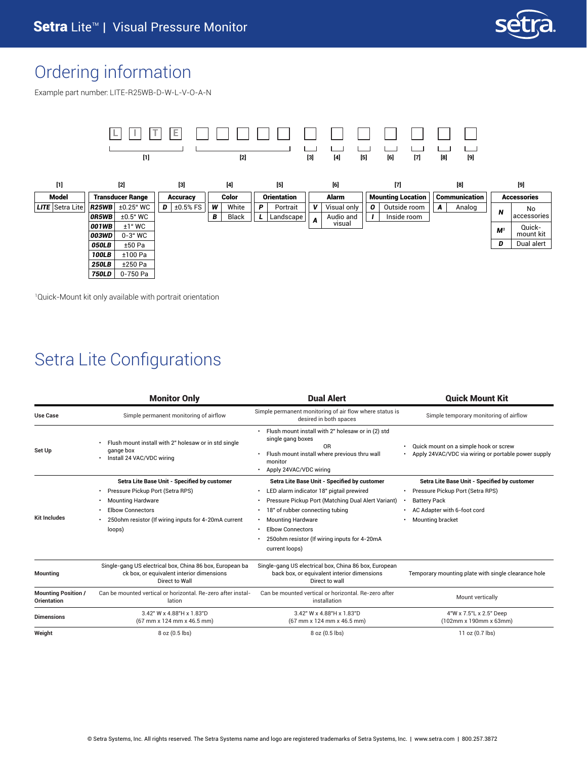# Ordering information

Example part number: LITE-R25WB-D-W-L-V-O-A-N

L I T E [1] | _ _ _ _ _ [2] | _ [3] | _ [4] | _ [5] | _ [6] | _ [7] | _ [8] | _ [9]

**[1] Model**

| Code | Description |
|---|---|
| *LITE* | Setra Lite |

**[2] Transducer Range**

| Code | Range |
|---|---|
| *R25WB* | ±0.25" WC |
| *0R5WB* | ±0.5" WC |
| *001WB* | ±1" WC |
| *003WD* | 0-3" WC |
| *050LB* | ±50 Pa |
| *100LB* | ±100 Pa |
| *250LB* | ±250 Pa |
| *750LD* | 0-750 Pa |

**[3] Accuracy**

| Code | Description |
|---|---|
| *D* | ±0.5% FS |

**[4] Color**

| Code | Description |
|---|---|
| *W* | White |
| *B* | Black |

**[5] Orientation**

| Code | Description |
|---|---|
| *P* | Portrait |
| *L* | Landscape |

**[6] Alarm**

| Code | Description |
|---|---|
| *V* | Visual only |
| *A* | Audio and visual |

**[7] Mounting Location**

| Code | Description |
|---|---|
| *O* | Outside room |
| *I* | Inside room |

**[8] Communication**

| Code | Description |
|---|---|
| *A* | Analog |

**[9] Accessories**

| Code | Description |
|---|---|
| *N* | No accessories |
| *M*[1] | Quick-mount kit |
| *D* | Dual alert |

[1]Quick-Mount kit only available with portrait orientation

# Setra Lite Configurations

| | Monitor Only | Dual Alert | Quick Mount Kit |
|---|---|---|---|
| **Use Case** | Simple permanent monitoring of airflow | Simple permanent monitoring of air flow where status is desired in both spaces | Simple temporary monitoring of airflow |
| **Set Up** | • Flush mount install with 2" holesaw or in std single gange box<br>• Install 24 VAC/VDC wiring | • Flush mount install with 2" holesaw or in (2) std single gang boxes<br>OR<br>• Flush mount install where previous thru wall monitor<br>• Apply 24VAC/VDC wiring | • Quick mount on a simple hook or screw<br>• Apply 24VAC/VDC via wiring or portable power supply |
| **Kit Includes** | **Setra Lite Base Unit - Specified by customer**<br>• Pressure Pickup Port (Setra RPS)<br>• Mounting Hardware<br>• Elbow Connectors<br>• 250ohm resistor (If wiring inputs for 4-20mA current loops) | **Setra Lite Base Unit - Specified by customer**<br>• LED alarm indicator 18" pigtail prewired<br>• Pressure Pickup Port (Matching Dual Alert Variant)<br>• 18" of rubber connecting tubing<br>• Mounting Hardware<br>• Elbow Connectors<br>• 250ohm resistor (If wiring inputs for 4-20mA current loops) | **Setra Lite Base Unit - Specified by customer**<br>• Pressure Pickup Port (Setra RPS)<br>• Battery Pack<br>• AC Adapter with 6-foot cord<br>• Mounting bracket |
| **Mounting** | Single-gang US electrical box, China 86 box, European back box, or equivalent interior dimensions<br>Direct to Wall | Single-gang US electrical box, China 86 box, European back box, or equivalent interior dimensions<br>Direct to wall | Temporary mounting plate with single clearance hole |
| **Mounting Position / Orientation** | Can be mounted vertical or horizontal. Re-zero after installation | Can be mounted vertical or horizontal. Re-zero after installation | Mount vertically |
| **Dimensions** | 3.42" W x 4.88"H x 1.83"D<br>(67 mm x 124 mm x 46.5 mm) | 3.42" W x 4.88"H x 1.83"D<br>(67 mm x 124 mm x 46.5 mm) | 4"W x 7.5"L x 2.5" Deep<br>(102mm x 190mm x 63mm) |
| **Weight** | 8 oz (0.5 lbs) | 8 oz (0.5 lbs) | 11 oz (0.7 lbs) |

© Setra Systems, Inc. All rights reserved. The Setra Systems name and logo are registered trademarks of Setra Systems, Inc. | www.setra.com | 800.257.3872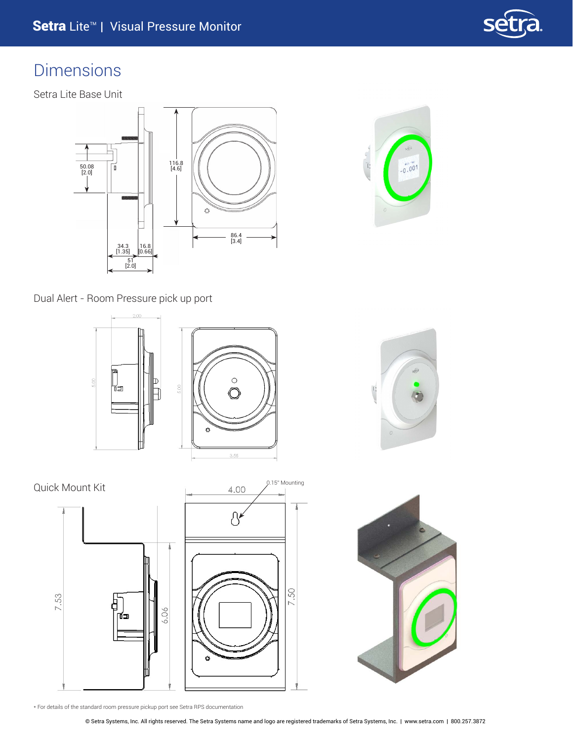# Dimensions

## Setra Lite Base Unit

50.08 [2.0]

116.8 [4.6]

86.4 [3.4]

34.3 [1.35]

16.8 [0.66]

51 [2.0]

## Dual Alert - Room Pressure pick up port

2.00

5.00

5.00

3.55

## Quick Mount Kit

4.00

0.15" Mounting

7.53

6.06

7.50

* For details of the standard room pressure pickup port see Setra RPS documentation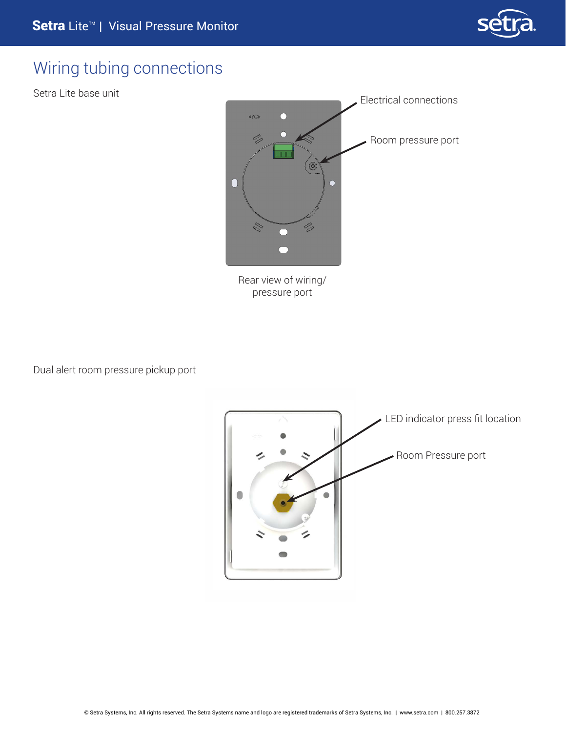# Wiring tubing connections

Setra Lite base unit

Electrical connections

Room pressure port

Rear view of wiring/ pressure port

Dual alert room pressure pickup port

LED indicator press fit location

Room Pressure port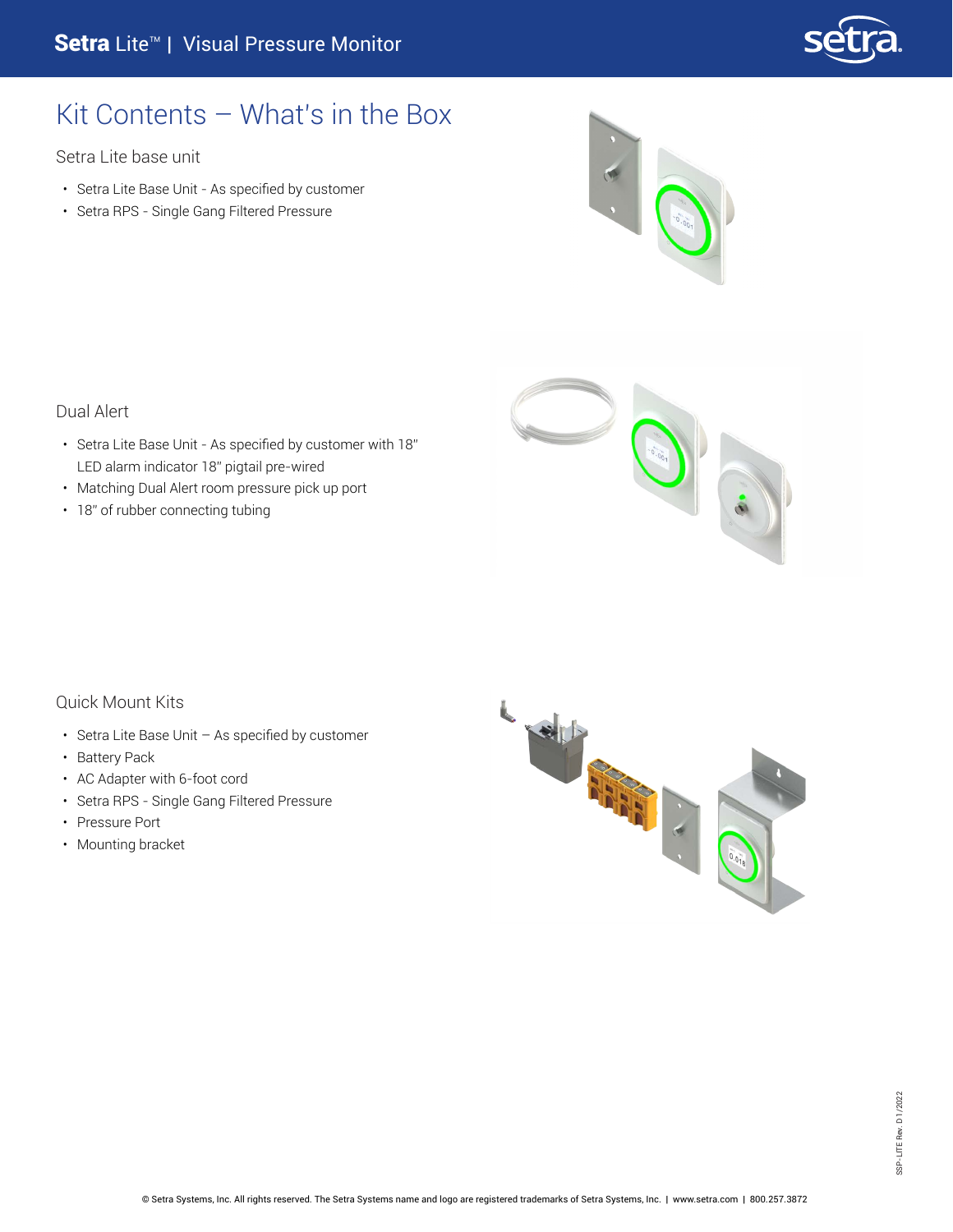# Kit Contents – What's in the Box

## Setra Lite base unit

- Setra Lite Base Unit - As specified by customer
- Setra RPS - Single Gang Filtered Pressure

## Dual Alert

- Setra Lite Base Unit - As specified by customer with 18" LED alarm indicator 18" pigtail pre-wired
- Matching Dual Alert room pressure pick up port
- 18" of rubber connecting tubing

## Quick Mount Kits

- Setra Lite Base Unit – As specified by customer
- Battery Pack
- AC Adapter with 6-foot cord
- Setra RPS - Single Gang Filtered Pressure
- Pressure Port
- Mounting bracket

SSP-LITE Rev. D 1/2022

© Setra Systems, Inc. All rights reserved. The Setra Systems name and logo are registered trademarks of Setra Systems, Inc. | www.setra.com | 800.257.3872